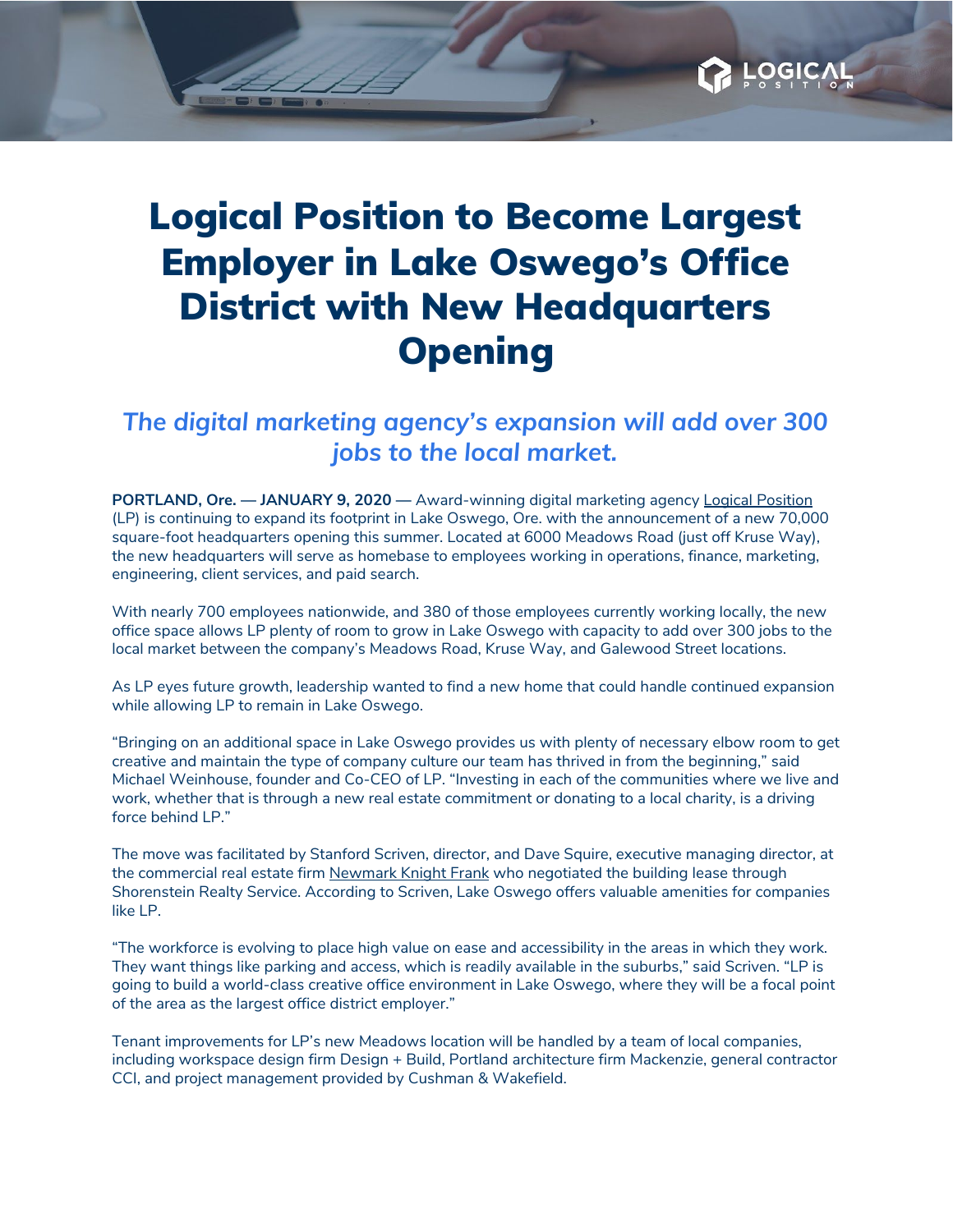# Logical Position to Become Largest Employer in Lake Oswego's Office District with New Headquarters Opening

## *The digital marketing agency's expansion will add over 300 jobs to the local market.*

**PORTLAND, Ore. — JANUARY 9, 2020** — Award-winning digital marketing agency Logical Position (LP) is continuing to expand its footprint in Lake Oswego, Ore. with the announcement of a new 70,000 square-foot headquarters opening this summer. Located at 6000 Meadows Road (just off Kruse Way), the new headquarters will serve as homebase to employees working in operations, finance, marketing, engineering, client services, and paid search.

With nearly 700 employees nationwide, and 380 of those employees currently working locally, the new office space allows LP plenty of room to grow in Lake Oswego with capacity to add over 300 jobs to the local market between the company's Meadows Road, Kruse Way, and Galewood Street locations.

As LP eyes future growth, leadership wanted to find a new home that could handle continued expansion while allowing LP to remain in Lake Oswego.

"Bringing on an additional space in Lake Oswego provides us with plenty of necessary elbow room to get creative and maintain the type of company culture our team has thrived in from the beginning," said Michael Weinhouse, founder and Co-CEO of LP. "Investing in each of the communities where we live and work, whether that is through a new real estate commitment or donating to a local charity, is a driving force behind LP."

The move was facilitated by Stanford Scriven, director, and Dave Squire, executive managing director, at the commercial real estate firm Newmark Knight Frank who negotiated the building lease through Shorenstein Realty Service. According to Scriven, Lake Oswego offers valuable amenities for companies like LP.

"The workforce is evolving to place high value on ease and accessibility in the areas in which they work. They want things like parking and access, which is readily available in the suburbs," said Scriven. "LP is going to build a world-class creative office environment in Lake Oswego, where they will be a focal point of the area as the largest office district employer."

Tenant improvements for LP's new Meadows location will be handled by a team of local companies, including workspace design firm Design + Build, Portland architecture firm Mackenzie, general contractor CCI, and project management provided by Cushman & Wakefield.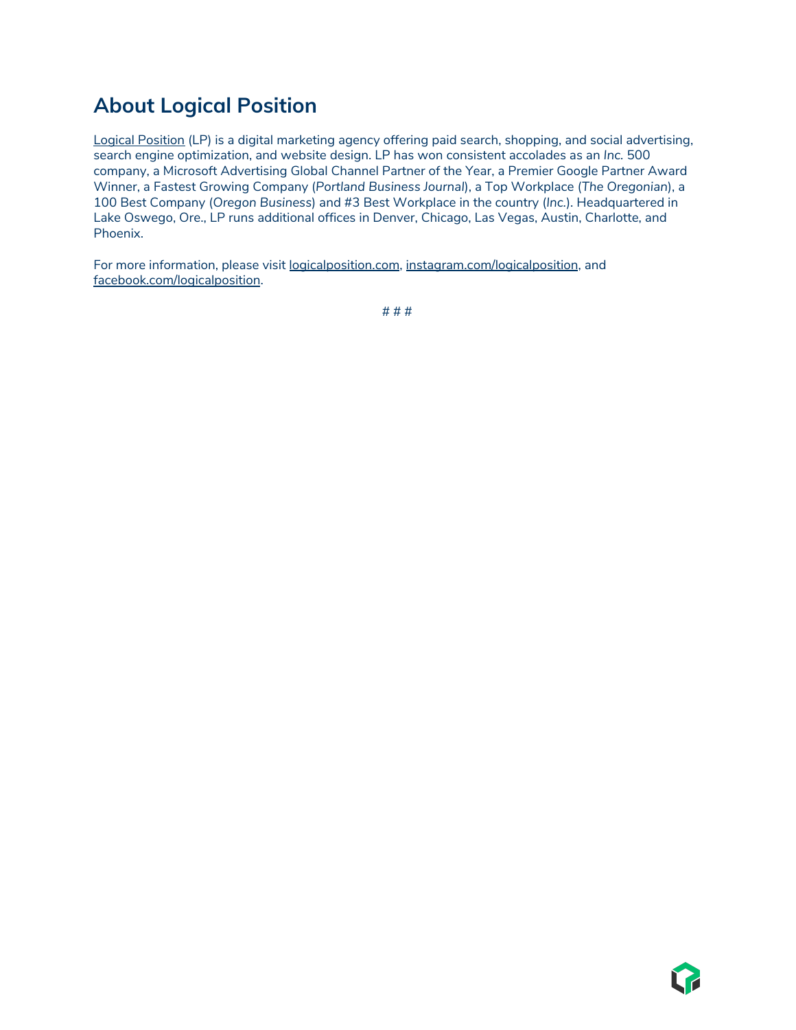## About Logical Position

Logical Position (LP) is a digital marketing agency offering paid search, shopping, and social advertising, search engine optimization, and website design. LP has won consistent accolades as an *Inc.* 500 company, a Microsoft Advertising Global Channel Partner of the Year, a Premier Google Partner Award Winner, a Fastest Growing Company (*Portland Business Journal*), a Top Workplace (*The Oregonian*), a 100 Best Company (*Oregon Business*) and #3 Best Workplace in the country (*Inc.*). Headquartered in Lake Oswego, Ore., LP runs additional offices in Denver, Chicago, Las Vegas, Austin, Charlotte, and Phoenix.

For more information, please visit logicalposition.com, instagram.com/logicalposition, and facebook.com/logicalposition.

# # #